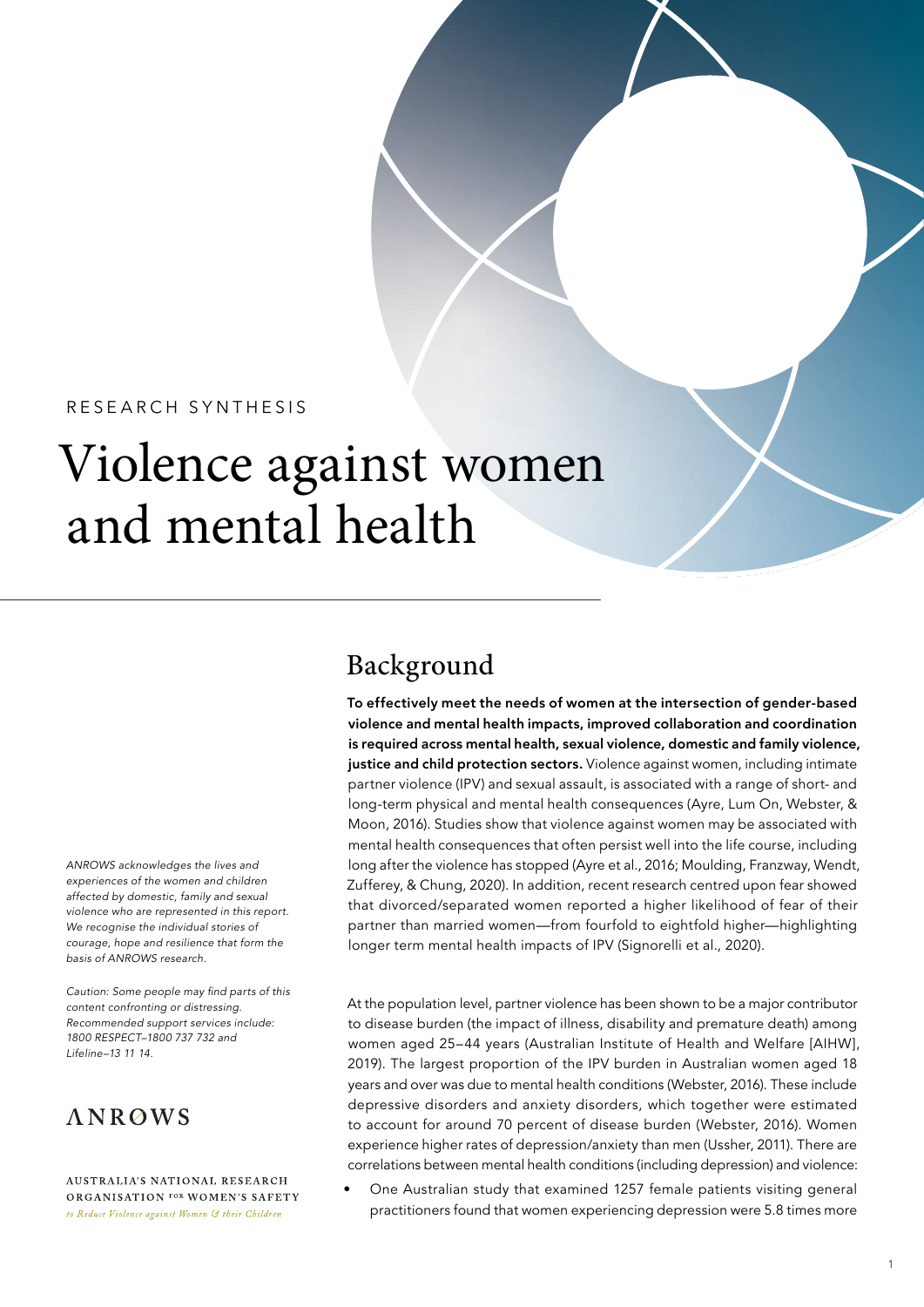RESEARCH SYNTHESIS

# Violence against women and mental health

*ANROWS acknowledges the lives and experiences of the women and children affected by domestic, family and sexual violence who are represented in this report. We recognise the individual stories of courage, hope and resilience that form the basis of ANROWS research.*

*Caution: Some people may find parts of this content confronting or distressing. Recommended support services include: 1800 RESPECT–1800 737 732 and Lifeline–13 11 14.*

ANROWS

AUSTRALIA'S NATIONAL RESEARCH ORGANISATION FOR WOMEN'S SAFETY
*to Reduce Violence against Women & their Children*

## Background

**To effectively meet the needs of women at the intersection of gender-based violence and mental health impacts, improved collaboration and coordination is required across mental health, sexual violence, domestic and family violence, justice and child protection sectors.** Violence against women, including intimate partner violence (IPV) and sexual assault, is associated with a range of short- and long-term physical and mental health consequences (Ayre, Lum On, Webster, & Moon, 2016). Studies show that violence against women may be associated with mental health consequences that often persist well into the life course, including long after the violence has stopped (Ayre et al., 2016; Moulding, Franzway, Wendt, Zufferey, & Chung, 2020). In addition, recent research centred upon fear showed that divorced/separated women reported a higher likelihood of fear of their partner than married women—from fourfold to eightfold higher—highlighting longer term mental health impacts of IPV (Signorelli et al., 2020).

At the population level, partner violence has been shown to be a major contributor to disease burden (the impact of illness, disability and premature death) among women aged 25–44 years (Australian Institute of Health and Welfare [AIHW], 2019). The largest proportion of the IPV burden in Australian women aged 18 years and over was due to mental health conditions (Webster, 2016). These include depressive disorders and anxiety disorders, which together were estimated to account for around 70 percent of disease burden (Webster, 2016). Women experience higher rates of depression/anxiety than men (Ussher, 2011). There are correlations between mental health conditions (including depression) and violence:

- One Australian study that examined 1257 female patients visiting general practitioners found that women experiencing depression were 5.8 times more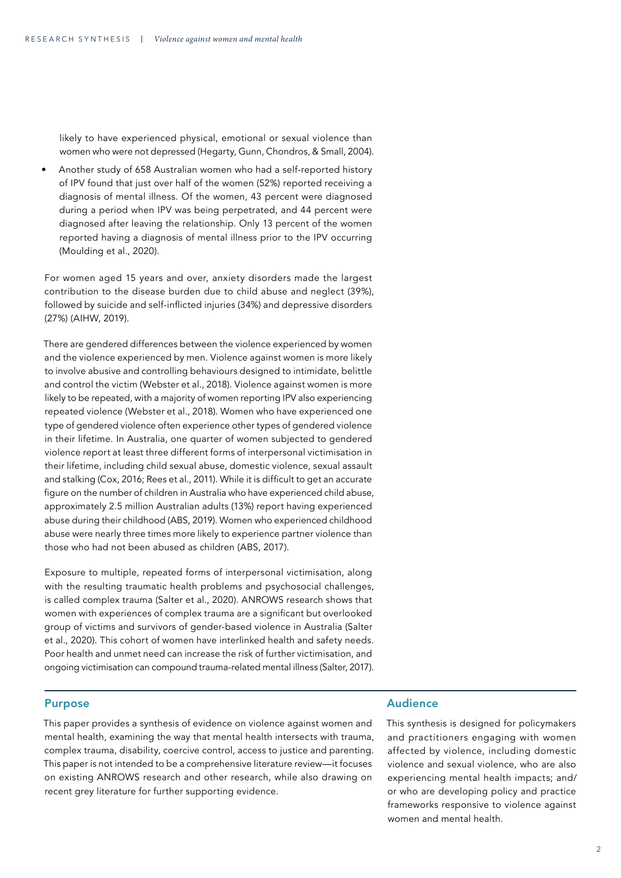likely to have experienced physical, emotional or sexual violence than women who were not depressed (Hegarty, Gunn, Chondros, & Small, 2004).

- Another study of 658 Australian women who had a self-reported history of IPV found that just over half of the women (52%) reported receiving a diagnosis of mental illness. Of the women, 43 percent were diagnosed during a period when IPV was being perpetrated, and 44 percent were diagnosed after leaving the relationship. Only 13 percent of the women reported having a diagnosis of mental illness prior to the IPV occurring (Moulding et al., 2020).

For women aged 15 years and over, anxiety disorders made the largest contribution to the disease burden due to child abuse and neglect (39%), followed by suicide and self-inflicted injuries (34%) and depressive disorders (27%) (AIHW, 2019).

There are gendered differences between the violence experienced by women and the violence experienced by men. Violence against women is more likely to involve abusive and controlling behaviours designed to intimidate, belittle and control the victim (Webster et al., 2018). Violence against women is more likely to be repeated, with a majority of women reporting IPV also experiencing repeated violence (Webster et al., 2018). Women who have experienced one type of gendered violence often experience other types of gendered violence in their lifetime. In Australia, one quarter of women subjected to gendered violence report at least three different forms of interpersonal victimisation in their lifetime, including child sexual abuse, domestic violence, sexual assault and stalking (Cox, 2016; Rees et al., 2011). While it is difficult to get an accurate figure on the number of children in Australia who have experienced child abuse, approximately 2.5 million Australian adults (13%) report having experienced abuse during their childhood (ABS, 2019). Women who experienced childhood abuse were nearly three times more likely to experience partner violence than those who had not been abused as children (ABS, 2017).

Exposure to multiple, repeated forms of interpersonal victimisation, along with the resulting traumatic health problems and psychosocial challenges, is called complex trauma (Salter et al., 2020). ANROWS research shows that women with experiences of complex trauma are a significant but overlooked group of victims and survivors of gender-based violence in Australia (Salter et al., 2020). This cohort of women have interlinked health and safety needs. Poor health and unmet need can increase the risk of further victimisation, and ongoing victimisation can compound trauma-related mental illness (Salter, 2017).

## Purpose

This paper provides a synthesis of evidence on violence against women and mental health, examining the way that mental health intersects with trauma, complex trauma, disability, coercive control, access to justice and parenting. This paper is not intended to be a comprehensive literature review—it focuses on existing ANROWS research and other research, while also drawing on recent grey literature for further supporting evidence.

## Audience

This synthesis is designed for policymakers and practitioners engaging with women affected by violence, including domestic violence and sexual violence, who are also experiencing mental health impacts; and/or who are developing policy and practice frameworks responsive to violence against women and mental health.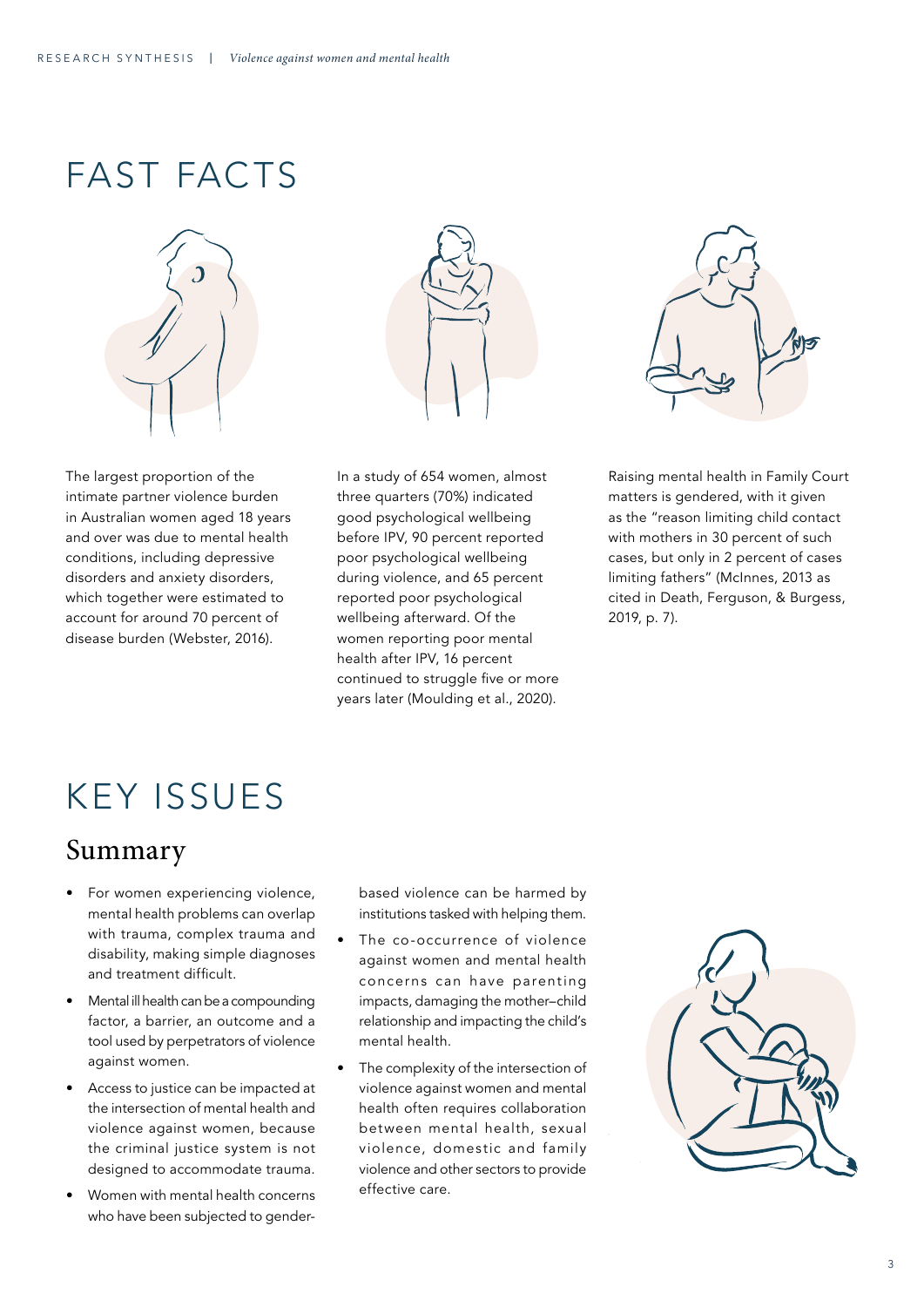# FAST FACTS

The largest proportion of the intimate partner violence burden in Australian women aged 18 years and over was due to mental health conditions, including depressive disorders and anxiety disorders, which together were estimated to account for around 70 percent of disease burden (Webster, 2016).

In a study of 654 women, almost three quarters (70%) indicated good psychological wellbeing before IPV, 90 percent reported poor psychological wellbeing during violence, and 65 percent reported poor psychological wellbeing afterward. Of the women reporting poor mental health after IPV, 16 percent continued to struggle five or more years later (Moulding et al., 2020).

Raising mental health in Family Court matters is gendered, with it given as the "reason limiting child contact with mothers in 30 percent of such cases, but only in 2 percent of cases limiting fathers" (McInnes, 2013 as cited in Death, Ferguson, & Burgess, 2019, p. 7).

# KEY ISSUES

## Summary

- For women experiencing violence, mental health problems can overlap with trauma, complex trauma and disability, making simple diagnoses and treatment difficult.
- Mental ill health can be a compounding factor, a barrier, an outcome and a tool used by perpetrators of violence against women.
- Access to justice can be impacted at the intersection of mental health and violence against women, because the criminal justice system is not designed to accommodate trauma.
- Women with mental health concerns who have been subjected to gender-based violence can be harmed by institutions tasked with helping them.
- The co-occurrence of violence against women and mental health concerns can have parenting impacts, damaging the mother–child relationship and impacting the child's mental health.
- The complexity of the intersection of violence against women and mental health often requires collaboration between mental health, sexual violence, domestic and family violence and other sectors to provide effective care.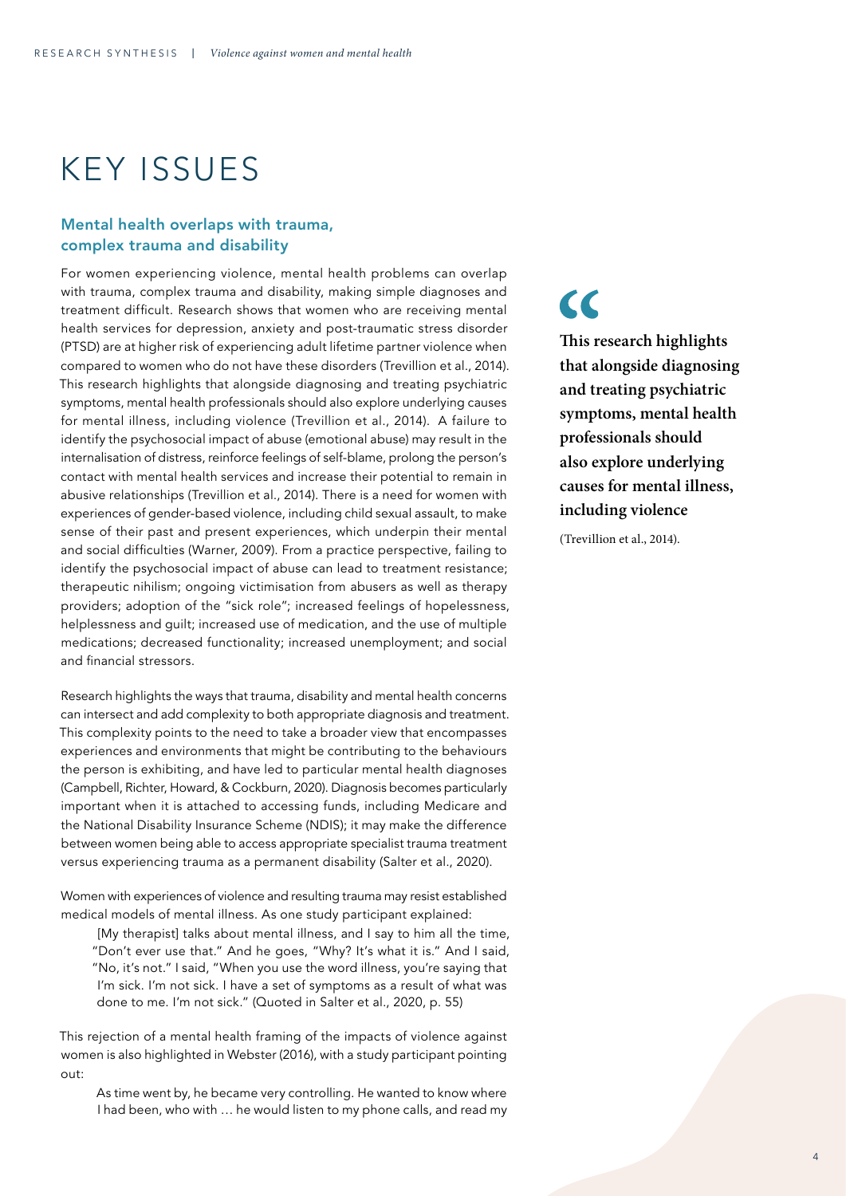# KEY ISSUES

### Mental health overlaps with trauma, complex trauma and disability

For women experiencing violence, mental health problems can overlap with trauma, complex trauma and disability, making simple diagnoses and treatment difficult. Research shows that women who are receiving mental health services for depression, anxiety and post-traumatic stress disorder (PTSD) are at higher risk of experiencing adult lifetime partner violence when compared to women who do not have these disorders (Trevillion et al., 2014). This research highlights that alongside diagnosing and treating psychiatric symptoms, mental health professionals should also explore underlying causes for mental illness, including violence (Trevillion et al., 2014). A failure to identify the psychosocial impact of abuse (emotional abuse) may result in the internalisation of distress, reinforce feelings of self-blame, prolong the person's contact with mental health services and increase their potential to remain in abusive relationships (Trevillion et al., 2014). There is a need for women with experiences of gender-based violence, including child sexual assault, to make sense of their past and present experiences, which underpin their mental and social difficulties (Warner, 2009). From a practice perspective, failing to identify the psychosocial impact of abuse can lead to treatment resistance; therapeutic nihilism; ongoing victimisation from abusers as well as therapy providers; adoption of the "sick role"; increased feelings of hopelessness, helplessness and guilt; increased use of medication, and the use of multiple medications; decreased functionality; increased unemployment; and social and financial stressors.

> **This research highlights that alongside diagnosing and treating psychiatric symptoms, mental health professionals should also explore underlying causes for mental illness, including violence**
>
> (Trevillion et al., 2014).

Research highlights the ways that trauma, disability and mental health concerns can intersect and add complexity to both appropriate diagnosis and treatment. This complexity points to the need to take a broader view that encompasses experiences and environments that might be contributing to the behaviours the person is exhibiting, and have led to particular mental health diagnoses (Campbell, Richter, Howard, & Cockburn, 2020). Diagnosis becomes particularly important when it is attached to accessing funds, including Medicare and the National Disability Insurance Scheme (NDIS); it may make the difference between women being able to access appropriate specialist trauma treatment versus experiencing trauma as a permanent disability (Salter et al., 2020).

Women with experiences of violence and resulting trauma may resist established medical models of mental illness. As one study participant explained:

> [My therapist] talks about mental illness, and I say to him all the time, "Don't ever use that." And he goes, "Why? It's what it is." And I said, "No, it's not." I said, "When you use the word illness, you're saying that I'm sick. I'm not sick. I have a set of symptoms as a result of what was done to me. I'm not sick." (Quoted in Salter et al., 2020, p. 55)

This rejection of a mental health framing of the impacts of violence against women is also highlighted in Webster (2016), with a study participant pointing out:

> As time went by, he became very controlling. He wanted to know where I had been, who with … he would listen to my phone calls, and read my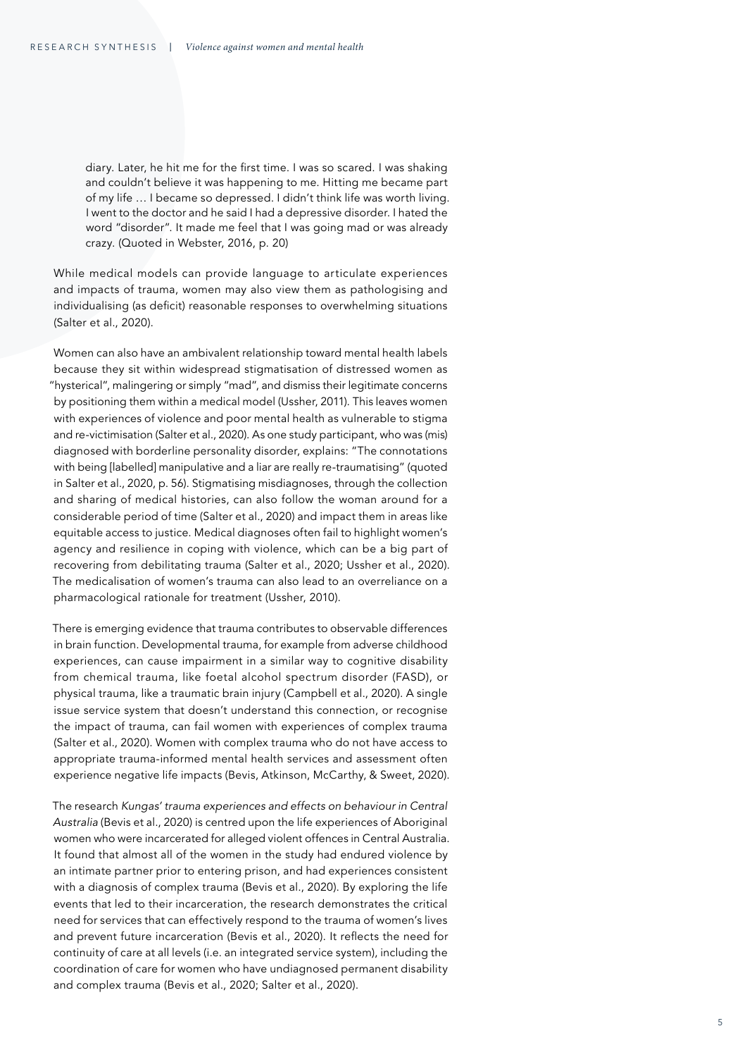> diary. Later, he hit me for the first time. I was so scared. I was shaking and couldn't believe it was happening to me. Hitting me became part of my life … I became so depressed. I didn't think life was worth living. I went to the doctor and he said I had a depressive disorder. I hated the word "disorder". It made me feel that I was going mad or was already crazy. (Quoted in Webster, 2016, p. 20)

While medical models can provide language to articulate experiences and impacts of trauma, women may also view them as pathologising and individualising (as deficit) reasonable responses to overwhelming situations (Salter et al., 2020).

Women can also have an ambivalent relationship toward mental health labels because they sit within widespread stigmatisation of distressed women as "hysterical", malingering or simply "mad", and dismiss their legitimate concerns by positioning them within a medical model (Ussher, 2011). This leaves women with experiences of violence and poor mental health as vulnerable to stigma and re-victimisation (Salter et al., 2020). As one study participant, who was (mis) diagnosed with borderline personality disorder, explains: "The connotations with being [labelled] manipulative and a liar are really re-traumatising" (quoted in Salter et al., 2020, p. 56). Stigmatising misdiagnoses, through the collection and sharing of medical histories, can also follow the woman around for a considerable period of time (Salter et al., 2020) and impact them in areas like equitable access to justice. Medical diagnoses often fail to highlight women's agency and resilience in coping with violence, which can be a big part of recovering from debilitating trauma (Salter et al., 2020; Ussher et al., 2020). The medicalisation of women's trauma can also lead to an overreliance on a pharmacological rationale for treatment (Ussher, 2010).

There is emerging evidence that trauma contributes to observable differences in brain function. Developmental trauma, for example from adverse childhood experiences, can cause impairment in a similar way to cognitive disability from chemical trauma, like foetal alcohol spectrum disorder (FASD), or physical trauma, like a traumatic brain injury (Campbell et al., 2020). A single issue service system that doesn't understand this connection, or recognise the impact of trauma, can fail women with experiences of complex trauma (Salter et al., 2020). Women with complex trauma who do not have access to appropriate trauma-informed mental health services and assessment often experience negative life impacts (Bevis, Atkinson, McCarthy, & Sweet, 2020).

The research *Kungas' trauma experiences and effects on behaviour in Central Australia* (Bevis et al., 2020) is centred upon the life experiences of Aboriginal women who were incarcerated for alleged violent offences in Central Australia. It found that almost all of the women in the study had endured violence by an intimate partner prior to entering prison, and had experiences consistent with a diagnosis of complex trauma (Bevis et al., 2020). By exploring the life events that led to their incarceration, the research demonstrates the critical need for services that can effectively respond to the trauma of women's lives and prevent future incarceration (Bevis et al., 2020). It reflects the need for continuity of care at all levels (i.e. an integrated service system), including the coordination of care for women who have undiagnosed permanent disability and complex trauma (Bevis et al., 2020; Salter et al., 2020).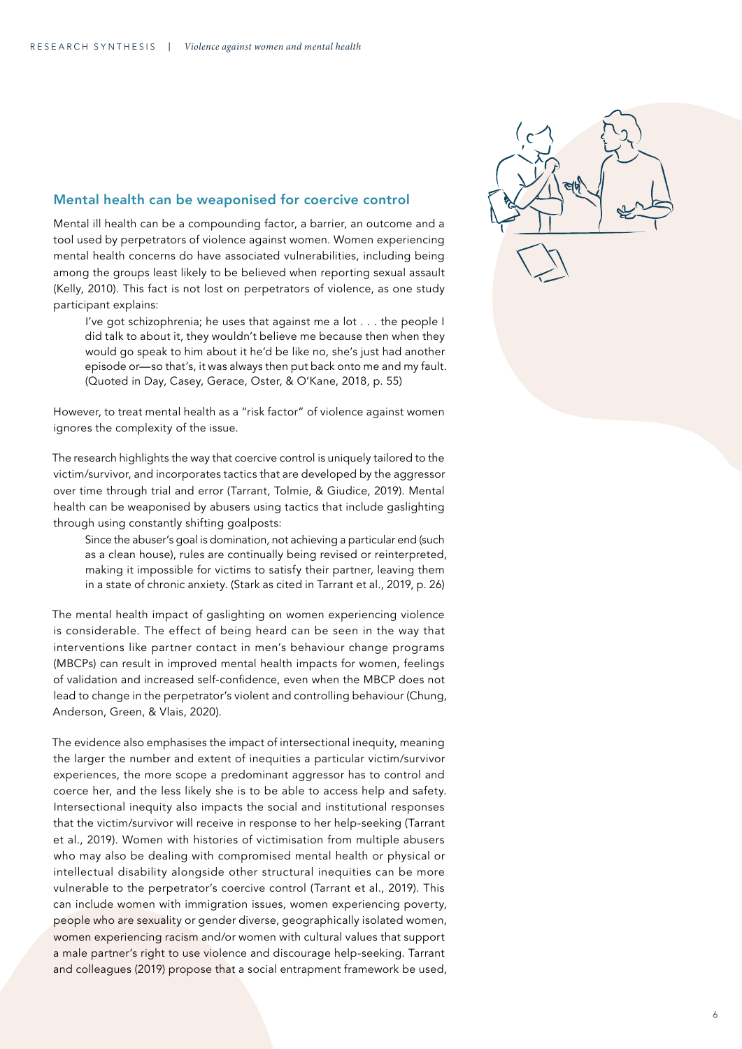## Mental health can be weaponised for coercive control

Mental ill health can be a compounding factor, a barrier, an outcome and a tool used by perpetrators of violence against women. Women experiencing mental health concerns do have associated vulnerabilities, including being among the groups least likely to be believed when reporting sexual assault (Kelly, 2010). This fact is not lost on perpetrators of violence, as one study participant explains:

> I've got schizophrenia; he uses that against me a lot . . . the people I did talk to about it, they wouldn't believe me because then when they would go speak to him about it he'd be like no, she's just had another episode or—so that's, it was always then put back onto me and my fault. (Quoted in Day, Casey, Gerace, Oster, & O'Kane, 2018, p. 55)

However, to treat mental health as a "risk factor" of violence against women ignores the complexity of the issue.

The research highlights the way that coercive control is uniquely tailored to the victim/survivor, and incorporates tactics that are developed by the aggressor over time through trial and error (Tarrant, Tolmie, & Giudice, 2019). Mental health can be weaponised by abusers using tactics that include gaslighting through using constantly shifting goalposts:

> Since the abuser's goal is domination, not achieving a particular end (such as a clean house), rules are continually being revised or reinterpreted, making it impossible for victims to satisfy their partner, leaving them in a state of chronic anxiety. (Stark as cited in Tarrant et al., 2019, p. 26)

The mental health impact of gaslighting on women experiencing violence is considerable. The effect of being heard can be seen in the way that interventions like partner contact in men's behaviour change programs (MBCPs) can result in improved mental health impacts for women, feelings of validation and increased self-confidence, even when the MBCP does not lead to change in the perpetrator's violent and controlling behaviour (Chung, Anderson, Green, & Vlais, 2020).

The evidence also emphasises the impact of intersectional inequity, meaning the larger the number and extent of inequities a particular victim/survivor experiences, the more scope a predominant aggressor has to control and coerce her, and the less likely she is to be able to access help and safety. Intersectional inequity also impacts the social and institutional responses that the victim/survivor will receive in response to her help-seeking (Tarrant et al., 2019). Women with histories of victimisation from multiple abusers who may also be dealing with compromised mental health or physical or intellectual disability alongside other structural inequities can be more vulnerable to the perpetrator's coercive control (Tarrant et al., 2019). This can include women with immigration issues, women experiencing poverty, people who are sexuality or gender diverse, geographically isolated women, women experiencing racism and/or women with cultural values that support a male partner's right to use violence and discourage help-seeking. Tarrant and colleagues (2019) propose that a social entrapment framework be used,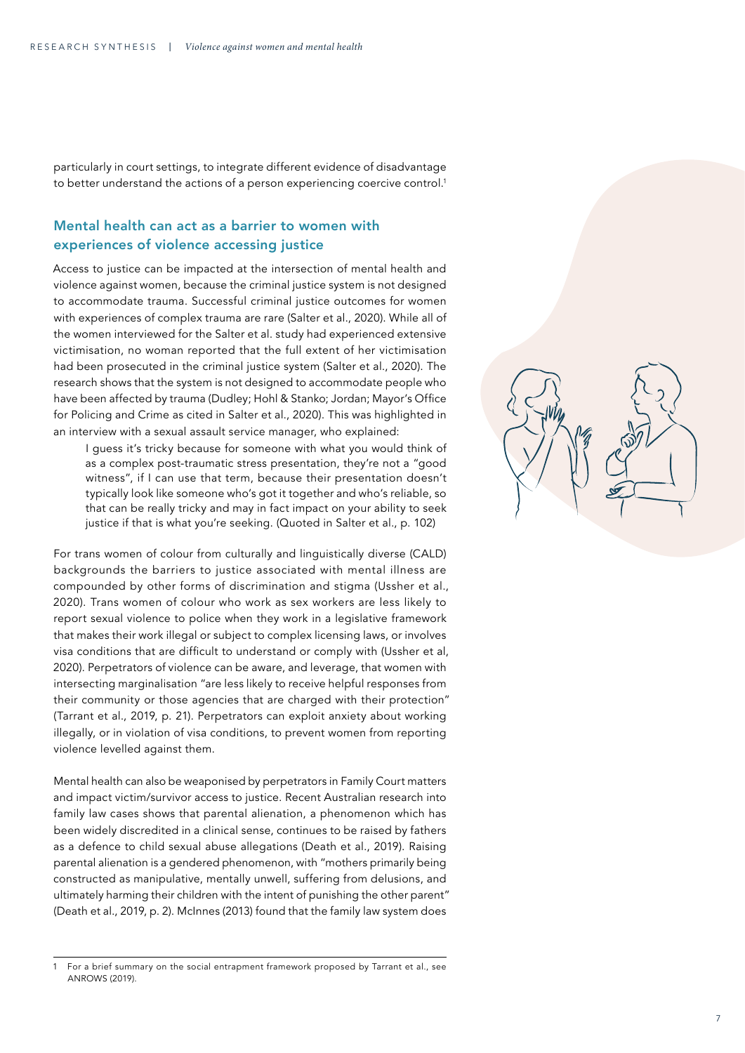particularly in court settings, to integrate different evidence of disadvantage to better understand the actions of a person experiencing coercive control.[1]

## Mental health can act as a barrier to women with experiences of violence accessing justice

Access to justice can be impacted at the intersection of mental health and violence against women, because the criminal justice system is not designed to accommodate trauma. Successful criminal justice outcomes for women with experiences of complex trauma are rare (Salter et al., 2020). While all of the women interviewed for the Salter et al. study had experienced extensive victimisation, no woman reported that the full extent of her victimisation had been prosecuted in the criminal justice system (Salter et al., 2020). The research shows that the system is not designed to accommodate people who have been affected by trauma (Dudley; Hohl & Stanko; Jordan; Mayor's Office for Policing and Crime as cited in Salter et al., 2020). This was highlighted in an interview with a sexual assault service manager, who explained:

> I guess it's tricky because for someone with what you would think of as a complex post-traumatic stress presentation, they're not a "good witness", if I can use that term, because their presentation doesn't typically look like someone who's got it together and who's reliable, so that can be really tricky and may in fact impact on your ability to seek justice if that is what you're seeking. (Quoted in Salter et al., p. 102)

For trans women of colour from culturally and linguistically diverse (CALD) backgrounds the barriers to justice associated with mental illness are compounded by other forms of discrimination and stigma (Ussher et al., 2020). Trans women of colour who work as sex workers are less likely to report sexual violence to police when they work in a legislative framework that makes their work illegal or subject to complex licensing laws, or involves visa conditions that are difficult to understand or comply with (Ussher et al, 2020). Perpetrators of violence can be aware, and leverage, that women with intersecting marginalisation "are less likely to receive helpful responses from their community or those agencies that are charged with their protection" (Tarrant et al., 2019, p. 21). Perpetrators can exploit anxiety about working illegally, or in violation of visa conditions, to prevent women from reporting violence levelled against them.

Mental health can also be weaponised by perpetrators in Family Court matters and impact victim/survivor access to justice. Recent Australian research into family law cases shows that parental alienation, a phenomenon which has been widely discredited in a clinical sense, continues to be raised by fathers as a defence to child sexual abuse allegations (Death et al., 2019). Raising parental alienation is a gendered phenomenon, with "mothers primarily being constructed as manipulative, mentally unwell, suffering from delusions, and ultimately harming their children with the intent of punishing the other parent" (Death et al., 2019, p. 2). McInnes (2013) found that the family law system does

---

[1] For a brief summary on the social entrapment framework proposed by Tarrant et al., see ANROWS (2019).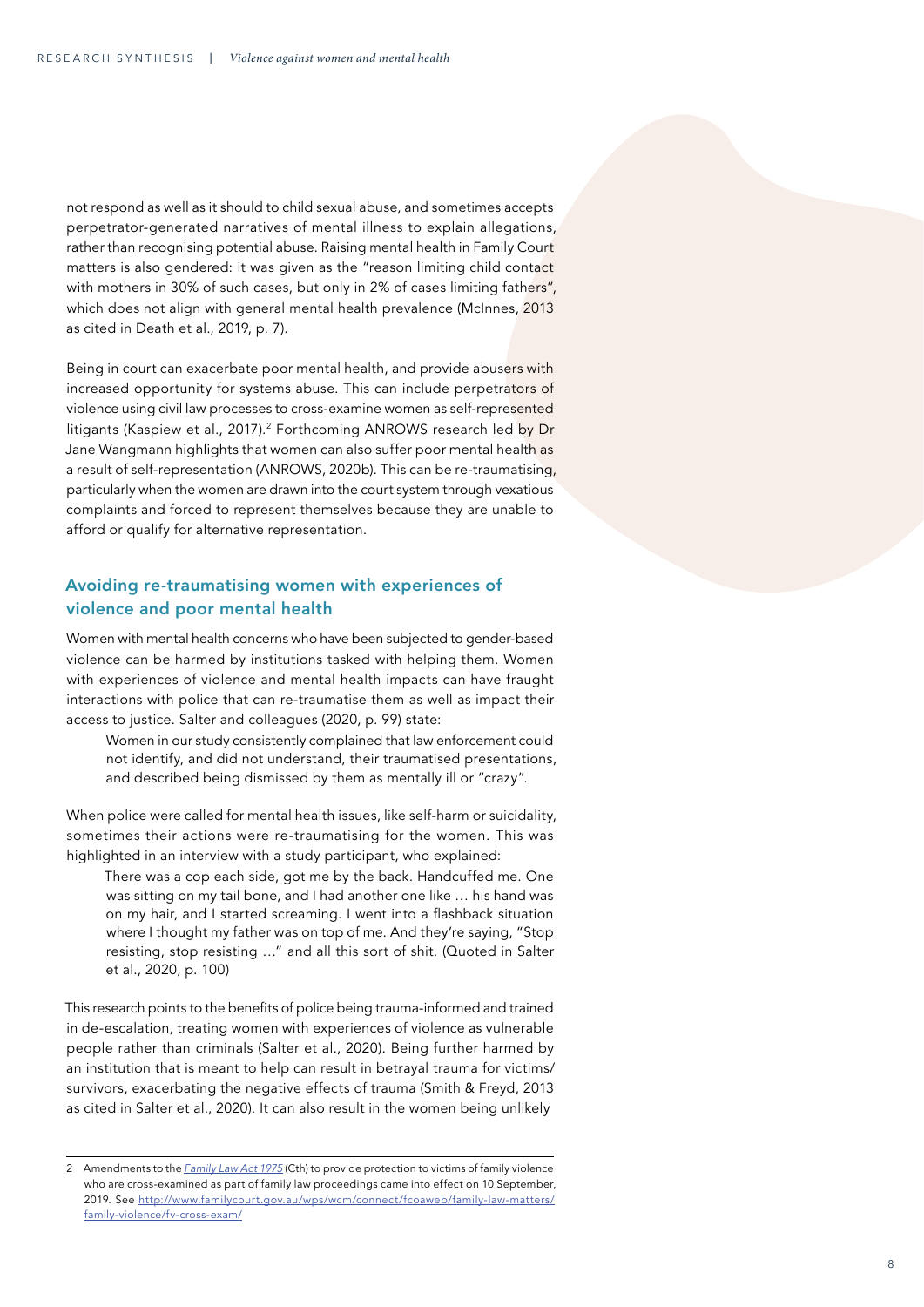not respond as well as it should to child sexual abuse, and sometimes accepts perpetrator-generated narratives of mental illness to explain allegations, rather than recognising potential abuse. Raising mental health in Family Court matters is also gendered: it was given as the "reason limiting child contact with mothers in 30% of such cases, but only in 2% of cases limiting fathers", which does not align with general mental health prevalence (McInnes, 2013 as cited in Death et al., 2019, p. 7).

Being in court can exacerbate poor mental health, and provide abusers with increased opportunity for systems abuse. This can include perpetrators of violence using civil law processes to cross-examine women as self-represented litigants (Kaspiew et al., 2017).[2] Forthcoming ANROWS research led by Dr Jane Wangmann highlights that women can also suffer poor mental health as a result of self-representation (ANROWS, 2020b). This can be re-traumatising, particularly when the women are drawn into the court system through vexatious complaints and forced to represent themselves because they are unable to afford or qualify for alternative representation.

## Avoiding re-traumatising women with experiences of violence and poor mental health

Women with mental health concerns who have been subjected to gender-based violence can be harmed by institutions tasked with helping them. Women with experiences of violence and mental health impacts can have fraught interactions with police that can re-traumatise them as well as impact their access to justice. Salter and colleagues (2020, p. 99) state:

> Women in our study consistently complained that law enforcement could not identify, and did not understand, their traumatised presentations, and described being dismissed by them as mentally ill or "crazy".

When police were called for mental health issues, like self-harm or suicidality, sometimes their actions were re-traumatising for the women. This was highlighted in an interview with a study participant, who explained:

> There was a cop each side, got me by the back. Handcuffed me. One was sitting on my tail bone, and I had another one like … his hand was on my hair, and I started screaming. I went into a flashback situation where I thought my father was on top of me. And they're saying, "Stop resisting, stop resisting …" and all this sort of shit. (Quoted in Salter et al., 2020, p. 100)

This research points to the benefits of police being trauma-informed and trained in de-escalation, treating women with experiences of violence as vulnerable people rather than criminals (Salter et al., 2020). Being further harmed by an institution that is meant to help can result in betrayal trauma for victims/survivors, exacerbating the negative effects of trauma (Smith & Freyd, 2013 as cited in Salter et al., 2020). It can also result in the women being unlikely

---

2 Amendments to the *Family Law Act 1975* (Cth) to provide protection to victims of family violence who are cross-examined as part of family law proceedings came into effect on 10 September, 2019. See http://www.familycourt.gov.au/wps/wcm/connect/fcoaweb/family-law-matters/family-violence/fv-cross-exam/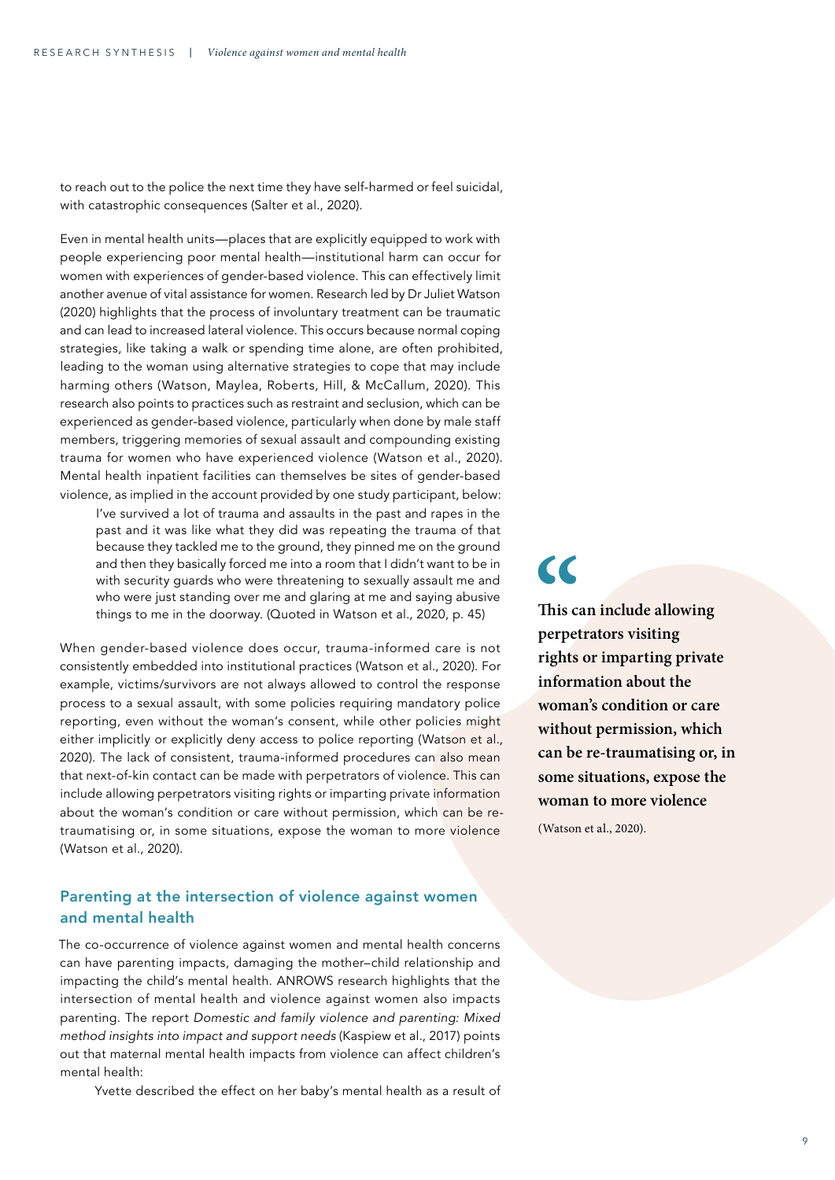to reach out to the police the next time they have self-harmed or feel suicidal, with catastrophic consequences (Salter et al., 2020).

Even in mental health units—places that are explicitly equipped to work with people experiencing poor mental health—institutional harm can occur for women with experiences of gender-based violence. This can effectively limit another avenue of vital assistance for women. Research led by Dr Juliet Watson (2020) highlights that the process of involuntary treatment can be traumatic and can lead to increased lateral violence. This occurs because normal coping strategies, like taking a walk or spending time alone, are often prohibited, leading to the woman using alternative strategies to cope that may include harming others (Watson, Maylea, Roberts, Hill, & McCallum, 2020). This research also points to practices such as restraint and seclusion, which can be experienced as gender-based violence, particularly when done by male staff members, triggering memories of sexual assault and compounding existing trauma for women who have experienced violence (Watson et al., 2020). Mental health inpatient facilities can themselves be sites of gender-based violence, as implied in the account provided by one study participant, below:

> I've survived a lot of trauma and assaults in the past and rapes in the past and it was like what they did was repeating the trauma of that because they tackled me to the ground, they pinned me on the ground and then they basically forced me into a room that I didn't want to be in with security guards who were threatening to sexually assault me and who were just standing over me and glaring at me and saying abusive things to me in the doorway. (Quoted in Watson et al., 2020, p. 45)

When gender-based violence does occur, trauma-informed care is not consistently embedded into institutional practices (Watson et al., 2020). For example, victims/survivors are not always allowed to control the response process to a sexual assault, with some policies requiring mandatory police reporting, even without the woman's consent, while other policies might either implicitly or explicitly deny access to police reporting (Watson et al., 2020). The lack of consistent, trauma-informed procedures can also mean that next-of-kin contact can be made with perpetrators of violence. This can include allowing perpetrators visiting rights or imparting private information about the woman's condition or care without permission, which can be re-traumatising or, in some situations, expose the woman to more violence (Watson et al., 2020).

> **This can include allowing perpetrators visiting rights or imparting private information about the woman's condition or care without permission, which can be re-traumatising or, in some situations, expose the woman to more violence**
>
> (Watson et al., 2020).

## Parenting at the intersection of violence against women and mental health

The co-occurrence of violence against women and mental health concerns can have parenting impacts, damaging the mother–child relationship and impacting the child's mental health. ANROWS research highlights that the intersection of mental health and violence against women also impacts parenting. The report *Domestic and family violence and parenting: Mixed method insights into impact and support needs* (Kaspiew et al., 2017) points out that maternal mental health impacts from violence can affect children's mental health:

> Yvette described the effect on her baby's mental health as a result of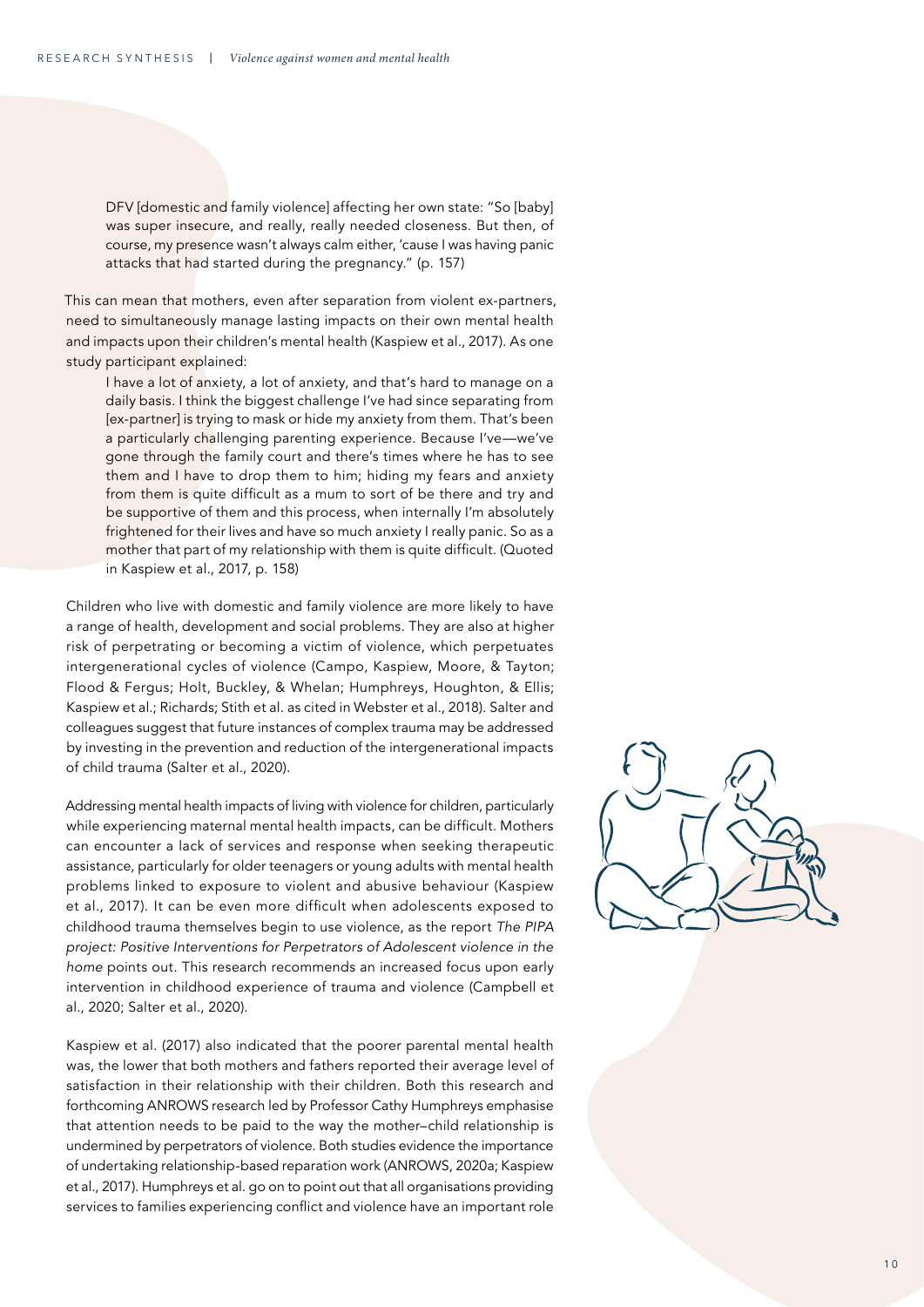> DFV [domestic and family violence] affecting her own state: "So [baby] was super insecure, and really, really needed closeness. But then, of course, my presence wasn't always calm either, 'cause I was having panic attacks that had started during the pregnancy." (p. 157)

This can mean that mothers, even after separation from violent ex-partners, need to simultaneously manage lasting impacts on their own mental health and impacts upon their children's mental health (Kaspiew et al., 2017). As one study participant explained:

> I have a lot of anxiety, a lot of anxiety, and that's hard to manage on a daily basis. I think the biggest challenge I've had since separating from [ex-partner] is trying to mask or hide my anxiety from them. That's been a particularly challenging parenting experience. Because I've—we've gone through the family court and there's times where he has to see them and I have to drop them to him; hiding my fears and anxiety from them is quite difficult as a mum to sort of be there and try and be supportive of them and this process, when internally I'm absolutely frightened for their lives and have so much anxiety I really panic. So as a mother that part of my relationship with them is quite difficult. (Quoted in Kaspiew et al., 2017, p. 158)

Children who live with domestic and family violence are more likely to have a range of health, development and social problems. They are also at higher risk of perpetrating or becoming a victim of violence, which perpetuates intergenerational cycles of violence (Campo, Kaspiew, Moore, & Tayton; Flood & Fergus; Holt, Buckley, & Whelan; Humphreys, Houghton, & Ellis; Kaspiew et al.; Richards; Stith et al. as cited in Webster et al., 2018). Salter and colleagues suggest that future instances of complex trauma may be addressed by investing in the prevention and reduction of the intergenerational impacts of child trauma (Salter et al., 2020).

Addressing mental health impacts of living with violence for children, particularly while experiencing maternal mental health impacts, can be difficult. Mothers can encounter a lack of services and response when seeking therapeutic assistance, particularly for older teenagers or young adults with mental health problems linked to exposure to violent and abusive behaviour (Kaspiew et al., 2017). It can be even more difficult when adolescents exposed to childhood trauma themselves begin to use violence, as the report *The PIPA project: Positive Interventions for Perpetrators of Adolescent violence in the home* points out. This research recommends an increased focus upon early intervention in childhood experience of trauma and violence (Campbell et al., 2020; Salter et al., 2020).

Kaspiew et al. (2017) also indicated that the poorer parental mental health was, the lower that both mothers and fathers reported their average level of satisfaction in their relationship with their children. Both this research and forthcoming ANROWS research led by Professor Cathy Humphreys emphasise that attention needs to be paid to the way the mother–child relationship is undermined by perpetrators of violence. Both studies evidence the importance of undertaking relationship-based reparation work (ANROWS, 2020a; Kaspiew et al., 2017). Humphreys et al. go on to point out that all organisations providing services to families experiencing conflict and violence have an important role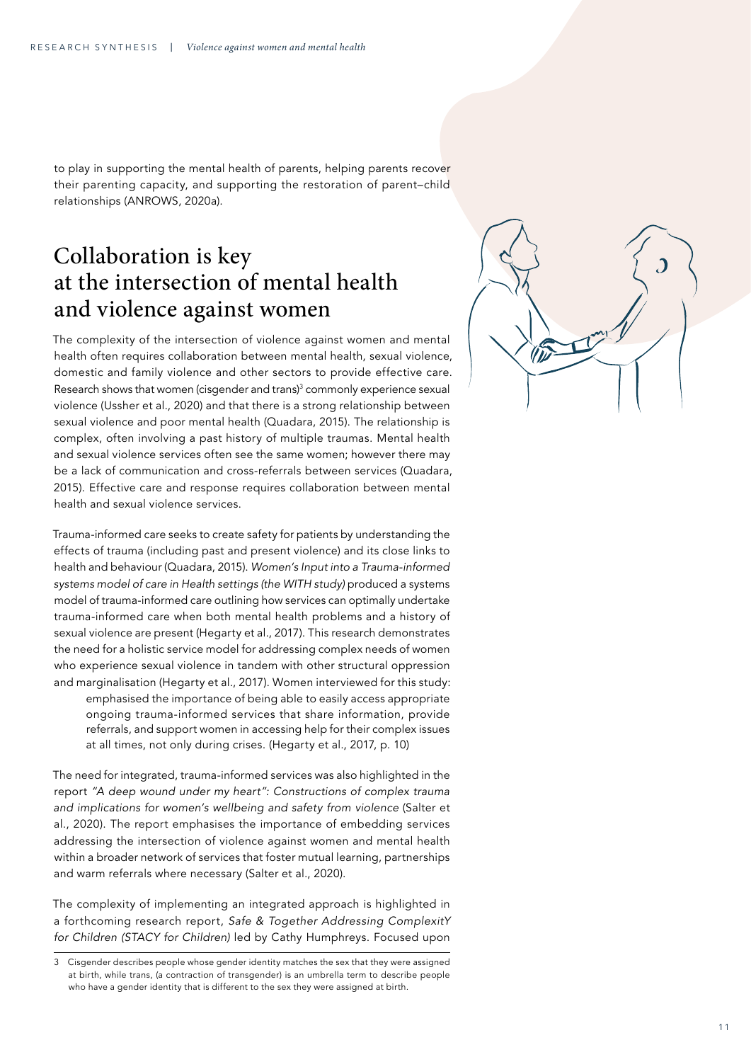to play in supporting the mental health of parents, helping parents recover their parenting capacity, and supporting the restoration of parent–child relationships (ANROWS, 2020a).

## Collaboration is key at the intersection of mental health and violence against women

The complexity of the intersection of violence against women and mental health often requires collaboration between mental health, sexual violence, domestic and family violence and other sectors to provide effective care. Research shows that women (cisgender and trans)[3] commonly experience sexual violence (Ussher et al., 2020) and that there is a strong relationship between sexual violence and poor mental health (Quadara, 2015). The relationship is complex, often involving a past history of multiple traumas. Mental health and sexual violence services often see the same women; however there may be a lack of communication and cross-referrals between services (Quadara, 2015). Effective care and response requires collaboration between mental health and sexual violence services.

Trauma-informed care seeks to create safety for patients by understanding the effects of trauma (including past and present violence) and its close links to health and behaviour (Quadara, 2015). *Women's Input into a Trauma-informed systems model of care in Health settings (the WITH study)* produced a systems model of trauma-informed care outlining how services can optimally undertake trauma-informed care when both mental health problems and a history of sexual violence are present (Hegarty et al., 2017). This research demonstrates the need for a holistic service model for addressing complex needs of women who experience sexual violence in tandem with other structural oppression and marginalisation (Hegarty et al., 2017). Women interviewed for this study:

> emphasised the importance of being able to easily access appropriate ongoing trauma-informed services that share information, provide referrals, and support women in accessing help for their complex issues at all times, not only during crises. (Hegarty et al., 2017, p. 10)

The need for integrated, trauma-informed services was also highlighted in the report *"A deep wound under my heart": Constructions of complex trauma and implications for women's wellbeing and safety from violence* (Salter et al., 2020). The report emphasises the importance of embedding services addressing the intersection of violence against women and mental health within a broader network of services that foster mutual learning, partnerships and warm referrals where necessary (Salter et al., 2020).

The complexity of implementing an integrated approach is highlighted in a forthcoming research report, *Safe & Together Addressing ComplexitY for Children (STACY for Children)* led by Cathy Humphreys. Focused upon

---

3 Cisgender describes people whose gender identity matches the sex that they were assigned at birth, while trans, (a contraction of transgender) is an umbrella term to describe people who have a gender identity that is different to the sex they were assigned at birth.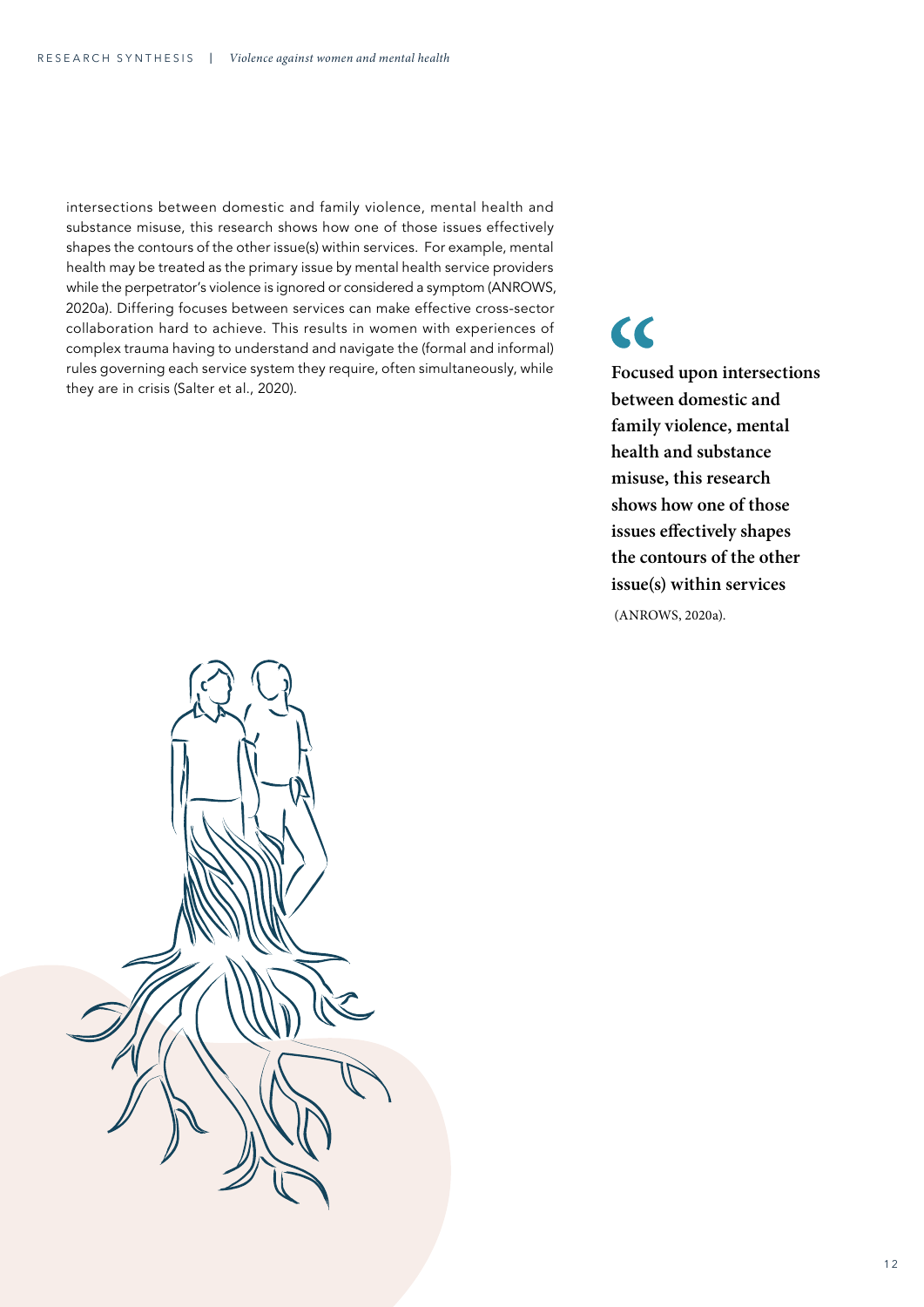intersections between domestic and family violence, mental health and substance misuse, this research shows how one of those issues effectively shapes the contours of the other issue(s) within services. For example, mental health may be treated as the primary issue by mental health service providers while the perpetrator's violence is ignored or considered a symptom (ANROWS, 2020a). Differing focuses between services can make effective cross-sector collaboration hard to achieve. This results in women with experiences of complex trauma having to understand and navigate the (formal and informal) rules governing each service system they require, often simultaneously, while they are in crisis (Salter et al., 2020).

> **Focused upon intersections between domestic and family violence, mental health and substance misuse, this research shows how one of those issues effectively shapes the contours of the other issue(s) within services**
>
> (ANROWS, 2020a).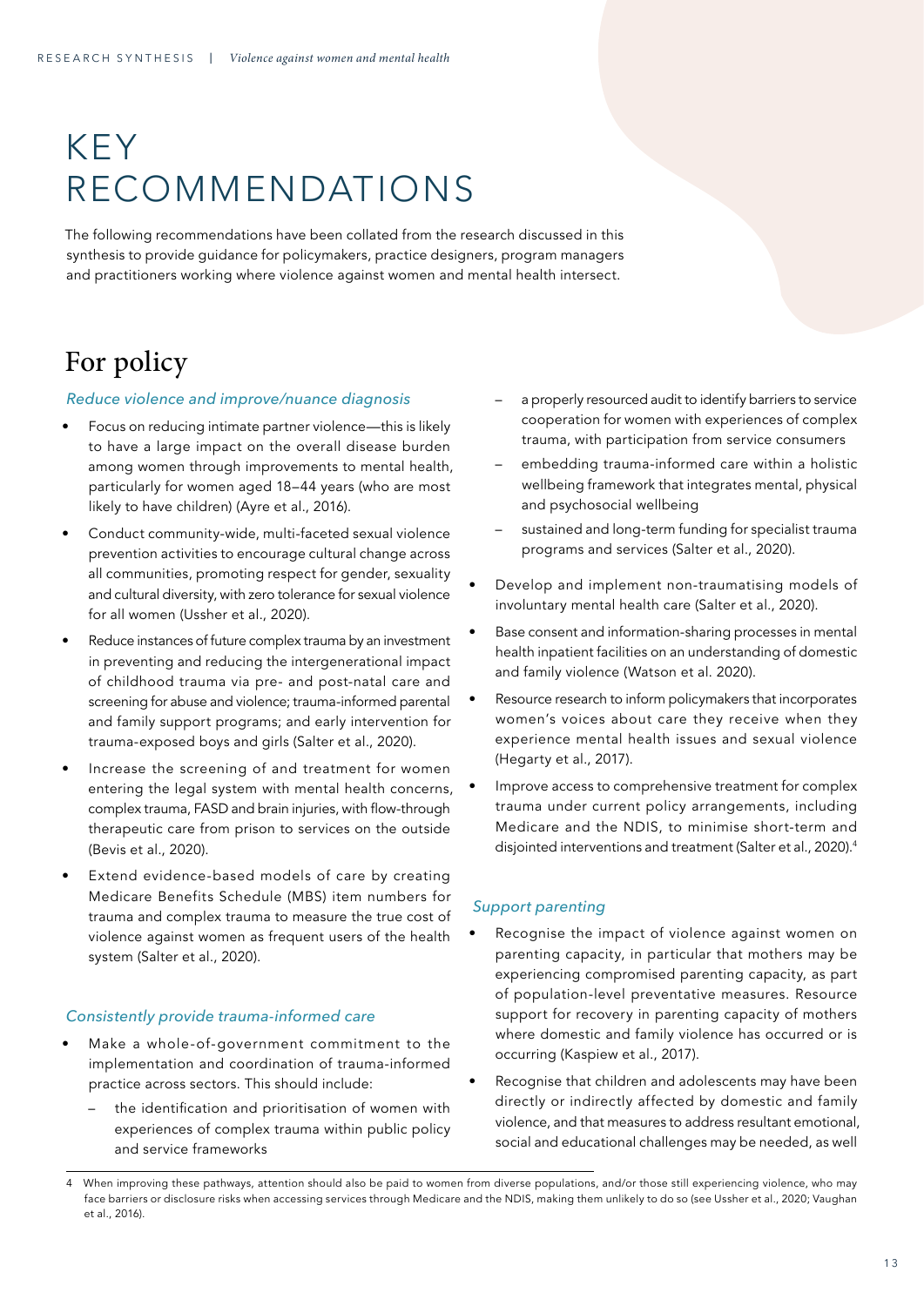# KEY RECOMMENDATIONS

The following recommendations have been collated from the research discussed in this synthesis to provide guidance for policymakers, practice designers, program managers and practitioners working where violence against women and mental health intersect.

## For policy

### *Reduce violence and improve/nuance diagnosis*

- Focus on reducing intimate partner violence—this is likely to have a large impact on the overall disease burden among women through improvements to mental health, particularly for women aged 18–44 years (who are most likely to have children) (Ayre et al., 2016).
- Conduct community-wide, multi-faceted sexual violence prevention activities to encourage cultural change across all communities, promoting respect for gender, sexuality and cultural diversity, with zero tolerance for sexual violence for all women (Ussher et al., 2020).
- Reduce instances of future complex trauma by an investment in preventing and reducing the intergenerational impact of childhood trauma via pre- and post-natal care and screening for abuse and violence; trauma-informed parental and family support programs; and early intervention for trauma-exposed boys and girls (Salter et al., 2020).
- Increase the screening of and treatment for women entering the legal system with mental health concerns, complex trauma, FASD and brain injuries, with flow-through therapeutic care from prison to services on the outside (Bevis et al., 2020).
- Extend evidence-based models of care by creating Medicare Benefits Schedule (MBS) item numbers for trauma and complex trauma to measure the true cost of violence against women as frequent users of the health system (Salter et al., 2020).

### *Consistently provide trauma-informed care*

- Make a whole-of-government commitment to the implementation and coordination of trauma-informed practice across sectors. This should include:
  - the identification and prioritisation of women with experiences of complex trauma within public policy and service frameworks
  - a properly resourced audit to identify barriers to service cooperation for women with experiences of complex trauma, with participation from service consumers
  - embedding trauma-informed care within a holistic wellbeing framework that integrates mental, physical and psychosocial wellbeing
  - sustained and long-term funding for specialist trauma programs and services (Salter et al., 2020).
- Develop and implement non-traumatising models of involuntary mental health care (Salter et al., 2020).
- Base consent and information-sharing processes in mental health inpatient facilities on an understanding of domestic and family violence (Watson et al. 2020).
- Resource research to inform policymakers that incorporates women's voices about care they receive when they experience mental health issues and sexual violence (Hegarty et al., 2017).
- Improve access to comprehensive treatment for complex trauma under current policy arrangements, including Medicare and the NDIS, to minimise short-term and disjointed interventions and treatment (Salter et al., 2020).[4]

### *Support parenting*

- Recognise the impact of violence against women on parenting capacity, in particular that mothers may be experiencing compromised parenting capacity, as part of population-level preventative measures. Resource support for recovery in parenting capacity of mothers where domestic and family violence has occurred or is occurring (Kaspiew et al., 2017).
- Recognise that children and adolescents may have been directly or indirectly affected by domestic and family violence, and that measures to address resultant emotional, social and educational challenges may be needed, as well

---

4 When improving these pathways, attention should also be paid to women from diverse populations, and/or those still experiencing violence, who may face barriers or disclosure risks when accessing services through Medicare and the NDIS, making them unlikely to do so (see Ussher et al., 2020; Vaughan et al., 2016).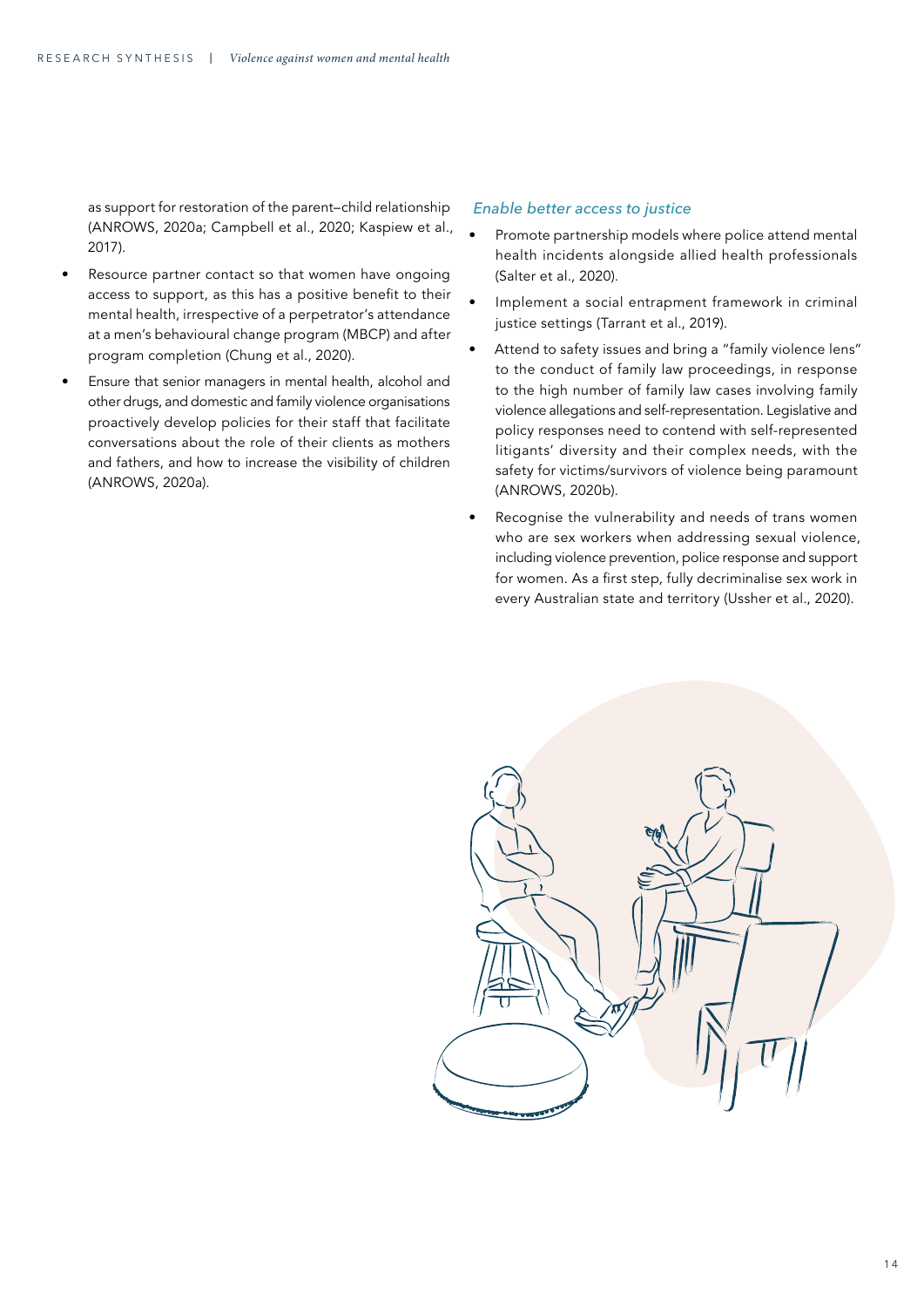as support for restoration of the parent–child relationship (ANROWS, 2020a; Campbell et al., 2020; Kaspiew et al., 2017).

- Resource partner contact so that women have ongoing access to support, as this has a positive benefit to their mental health, irrespective of a perpetrator's attendance at a men's behavioural change program (MBCP) and after program completion (Chung et al., 2020).
- Ensure that senior managers in mental health, alcohol and other drugs, and domestic and family violence organisations proactively develop policies for their staff that facilitate conversations about the role of their clients as mothers and fathers, and how to increase the visibility of children (ANROWS, 2020a).

### *Enable better access to justice*

- Promote partnership models where police attend mental health incidents alongside allied health professionals (Salter et al., 2020).
- Implement a social entrapment framework in criminal justice settings (Tarrant et al., 2019).
- Attend to safety issues and bring a "family violence lens" to the conduct of family law proceedings, in response to the high number of family law cases involving family violence allegations and self-representation. Legislative and policy responses need to contend with self-represented litigants' diversity and their complex needs, with the safety for victims/survivors of violence being paramount (ANROWS, 2020b).
- Recognise the vulnerability and needs of trans women who are sex workers when addressing sexual violence, including violence prevention, police response and support for women. As a first step, fully decriminalise sex work in every Australian state and territory (Ussher et al., 2020).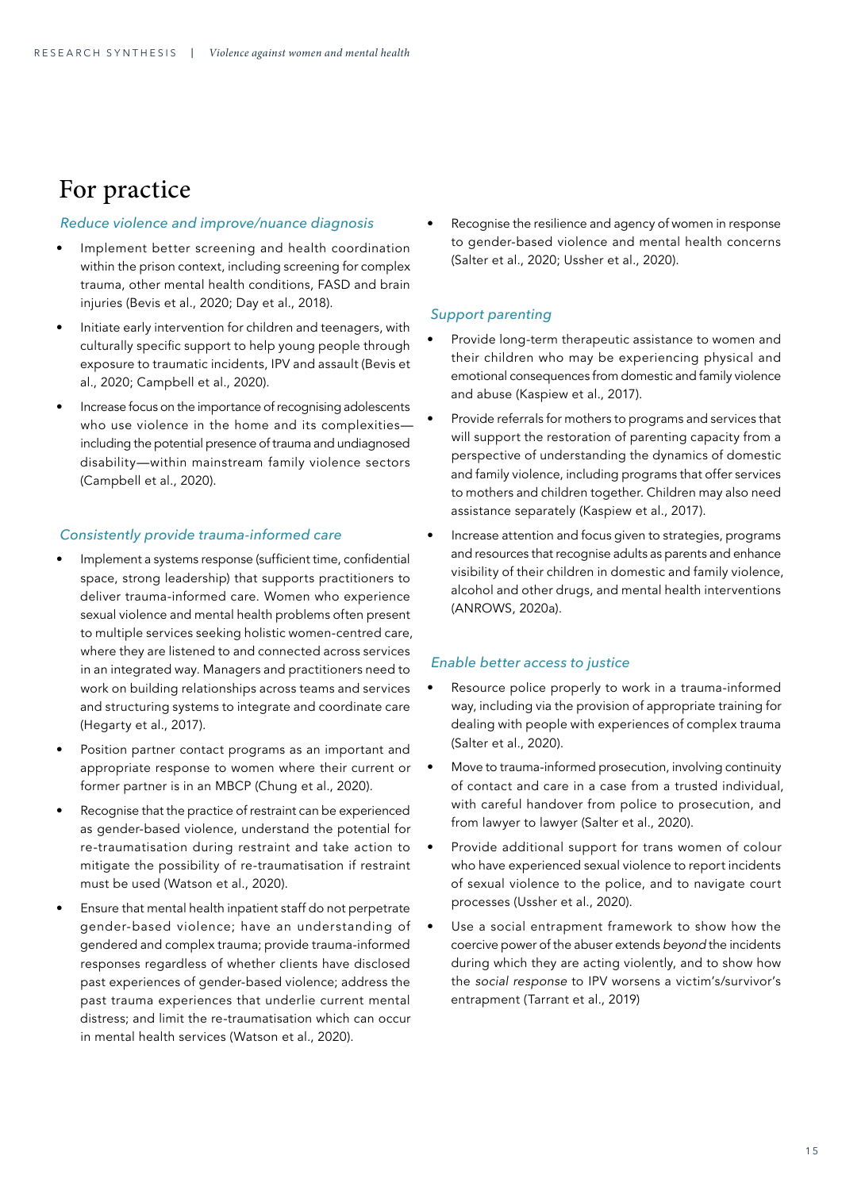# For practice

### *Reduce violence and improve/nuance diagnosis*

- Implement better screening and health coordination within the prison context, including screening for complex trauma, other mental health conditions, FASD and brain injuries (Bevis et al., 2020; Day et al., 2018).
- Initiate early intervention for children and teenagers, with culturally specific support to help young people through exposure to traumatic incidents, IPV and assault (Bevis et al., 2020; Campbell et al., 2020).
- Increase focus on the importance of recognising adolescents who use violence in the home and its complexities—including the potential presence of trauma and undiagnosed disability—within mainstream family violence sectors (Campbell et al., 2020).

### *Consistently provide trauma-informed care*

- Implement a systems response (sufficient time, confidential space, strong leadership) that supports practitioners to deliver trauma-informed care. Women who experience sexual violence and mental health problems often present to multiple services seeking holistic women-centred care, where they are listened to and connected across services in an integrated way. Managers and practitioners need to work on building relationships across teams and services and structuring systems to integrate and coordinate care (Hegarty et al., 2017).
- Position partner contact programs as an important and appropriate response to women where their current or former partner is in an MBCP (Chung et al., 2020).
- Recognise that the practice of restraint can be experienced as gender-based violence, understand the potential for re-traumatisation during restraint and take action to mitigate the possibility of re-traumatisation if restraint must be used (Watson et al., 2020).
- Ensure that mental health inpatient staff do not perpetrate gender-based violence; have an understanding of gendered and complex trauma; provide trauma-informed responses regardless of whether clients have disclosed past experiences of gender-based violence; address the past trauma experiences that underlie current mental distress; and limit the re-traumatisation which can occur in mental health services (Watson et al., 2020).
- Recognise the resilience and agency of women in response to gender-based violence and mental health concerns (Salter et al., 2020; Ussher et al., 2020).

### *Support parenting*

- Provide long-term therapeutic assistance to women and their children who may be experiencing physical and emotional consequences from domestic and family violence and abuse (Kaspiew et al., 2017).
- Provide referrals for mothers to programs and services that will support the restoration of parenting capacity from a perspective of understanding the dynamics of domestic and family violence, including programs that offer services to mothers and children together. Children may also need assistance separately (Kaspiew et al., 2017).
- Increase attention and focus given to strategies, programs and resources that recognise adults as parents and enhance visibility of their children in domestic and family violence, alcohol and other drugs, and mental health interventions (ANROWS, 2020a).

### *Enable better access to justice*

- Resource police properly to work in a trauma-informed way, including via the provision of appropriate training for dealing with people with experiences of complex trauma (Salter et al., 2020).
- Move to trauma-informed prosecution, involving continuity of contact and care in a case from a trusted individual, with careful handover from police to prosecution, and from lawyer to lawyer (Salter et al., 2020).
- Provide additional support for trans women of colour who have experienced sexual violence to report incidents of sexual violence to the police, and to navigate court processes (Ussher et al., 2020).
- Use a social entrapment framework to show how the coercive power of the abuser extends *beyond* the incidents during which they are acting violently, and to show how the *social response* to IPV worsens a victim's/survivor's entrapment (Tarrant et al., 2019)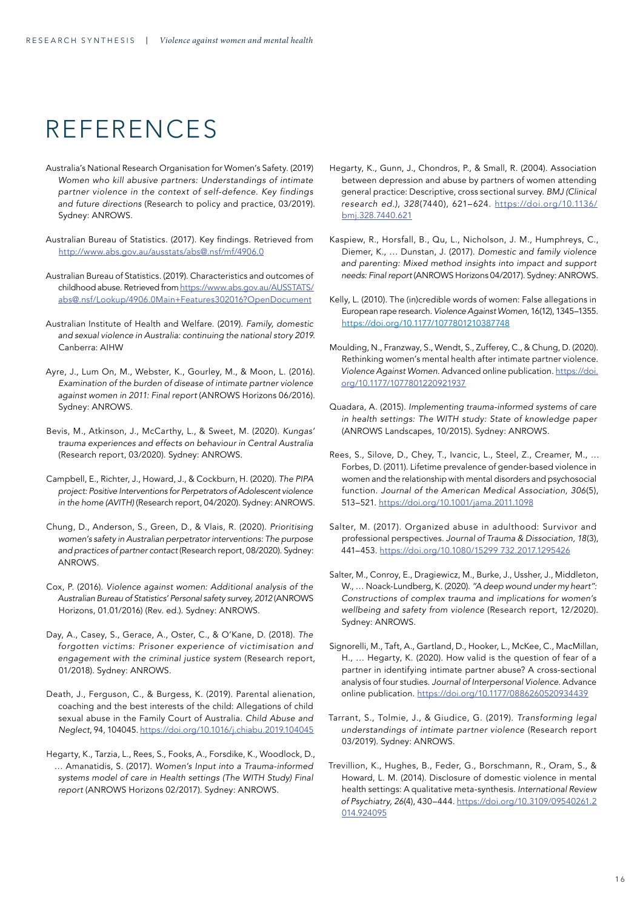# REFERENCES

Australia's National Research Organisation for Women's Safety. (2019) *Women who kill abusive partners: Understandings of intimate partner violence in the context of self-defence. Key findings and future directions* (Research to policy and practice, 03/2019). Sydney: ANROWS.

Australian Bureau of Statistics. (2017). Key findings. Retrieved from http://www.abs.gov.au/ausstats/abs@.nsf/mf/4906.0

Australian Bureau of Statistics. (2019). Characteristics and outcomes of childhood abuse. Retrieved from https://www.abs.gov.au/AUSSTATS/abs@.nsf/Lookup/4906.0Main+Features302016?OpenDocument

Australian Institute of Health and Welfare. (2019). *Family, domestic and sexual violence in Australia: continuing the national story 2019.* Canberra: AIHW

Ayre, J., Lum On, M., Webster, K., Gourley, M., & Moon, L. (2016). *Examination of the burden of disease of intimate partner violence against women in 2011: Final report* (ANROWS Horizons 06/2016). Sydney: ANROWS.

Bevis, M., Atkinson, J., McCarthy, L., & Sweet, M. (2020). *Kungas' trauma experiences and effects on behaviour in Central Australia* (Research report, 03/2020). Sydney: ANROWS.

Campbell, E., Richter, J., Howard, J., & Cockburn, H. (2020). *The PIPA project: Positive Interventions for Perpetrators of Adolescent violence in the home (AVITH)* (Research report, 04/2020). Sydney: ANROWS.

Chung, D., Anderson, S., Green, D., & Vlais, R. (2020). *Prioritising women's safety in Australian perpetrator interventions: The purpose and practices of partner contact* (Research report, 08/2020). Sydney: ANROWS.

Cox, P. (2016). *Violence against women: Additional analysis of the Australian Bureau of Statistics' Personal safety survey, 2012* (ANROWS Horizons, 01.01/2016) (Rev. ed.). Sydney: ANROWS.

Day, A., Casey, S., Gerace, A., Oster, C., & O'Kane, D. (2018). *The forgotten victims: Prisoner experience of victimisation and engagement with the criminal justice system* (Research report, 01/2018). Sydney: ANROWS.

Death, J., Ferguson, C., & Burgess, K. (2019). Parental alienation, coaching and the best interests of the child: Allegations of child sexual abuse in the Family Court of Australia. *Child Abuse and Neglect*, 94, 104045. https://doi.org/10.1016/j.chiabu.2019.104045

Hegarty, K., Tarzia, L., Rees, S., Fooks, A., Forsdike, K., Woodlock, D., … Amanatidis, S. (2017). *Women's Input into a Trauma-informed systems model of care in Health settings (The WITH Study) Final report* (ANROWS Horizons 02/2017). Sydney: ANROWS.

Hegarty, K., Gunn, J., Chondros, P., & Small, R. (2004). Association between depression and abuse by partners of women attending general practice: Descriptive, cross sectional survey. *BMJ (Clinical research ed.), 328*(7440), 621–624. https://doi.org/10.1136/bmj.328.7440.621

Kaspiew, R., Horsfall, B., Qu, L., Nicholson, J. M., Humphreys, C., Diemer, K., … Dunstan, J. (2017). *Domestic and family violence and parenting: Mixed method insights into impact and support needs: Final report* (ANROWS Horizons 04/2017). Sydney: ANROWS.

Kelly, L. (2010). The (in)credible words of women: False allegations in European rape research. *Violence Against Women*, 16(12), 1345–1355. https://doi.org/10.1177/1077801210387748

Moulding, N., Franzway, S., Wendt, S., Zufferey, C., & Chung, D. (2020). Rethinking women's mental health after intimate partner violence. *Violence Against Women.* Advanced online publication. https://doi.org/10.1177/1077801220921937

Quadara, A. (2015). *Implementing trauma-informed systems of care in health settings: The WITH study: State of knowledge paper* (ANROWS Landscapes, 10/2015). Sydney: ANROWS.

Rees, S., Silove, D., Chey, T., Ivancic, L., Steel, Z., Creamer, M., … Forbes, D. (2011). Lifetime prevalence of gender-based violence in women and the relationship with mental disorders and psychosocial function. *Journal of the American Medical Association, 306*(5), 513–521. https://doi.org/10.1001/jama.2011.1098

Salter, M. (2017). Organized abuse in adulthood: Survivor and professional perspectives. *Journal of Trauma & Dissociation*, *18*(3), 441–453. https://doi.org/10.1080/15299 732.2017.1295426

Salter, M., Conroy, E., Dragiewicz, M., Burke, J., Ussher, J., Middleton, W., … Noack-Lundberg, K. (2020). *"A deep wound under my heart": Constructions of complex trauma and implications for women's wellbeing and safety from violence* (Research report, 12/2020). Sydney: ANROWS.

Signorelli, M., Taft, A., Gartland, D., Hooker, L., McKee, C., MacMillan, H., … Hegarty, K. (2020). How valid is the question of fear of a partner in identifying intimate partner abuse? A cross-sectional analysis of four studies. *Journal of Interpersonal Violence.* Advance online publication. https://doi.org/10.1177/0886260520934439

Tarrant, S., Tolmie, J., & Giudice, G. (2019). *Transforming legal understandings of intimate partner violence* (Research report 03/2019). Sydney: ANROWS.

Trevillion, K., Hughes, B., Feder, G., Borschmann, R., Oram, S., & Howard, L. M. (2014). Disclosure of domestic violence in mental health settings: A qualitative meta-synthesis. *International Review of Psychiatry, 26*(4), 430–444. https://doi.org/10.3109/09540261.2014.924095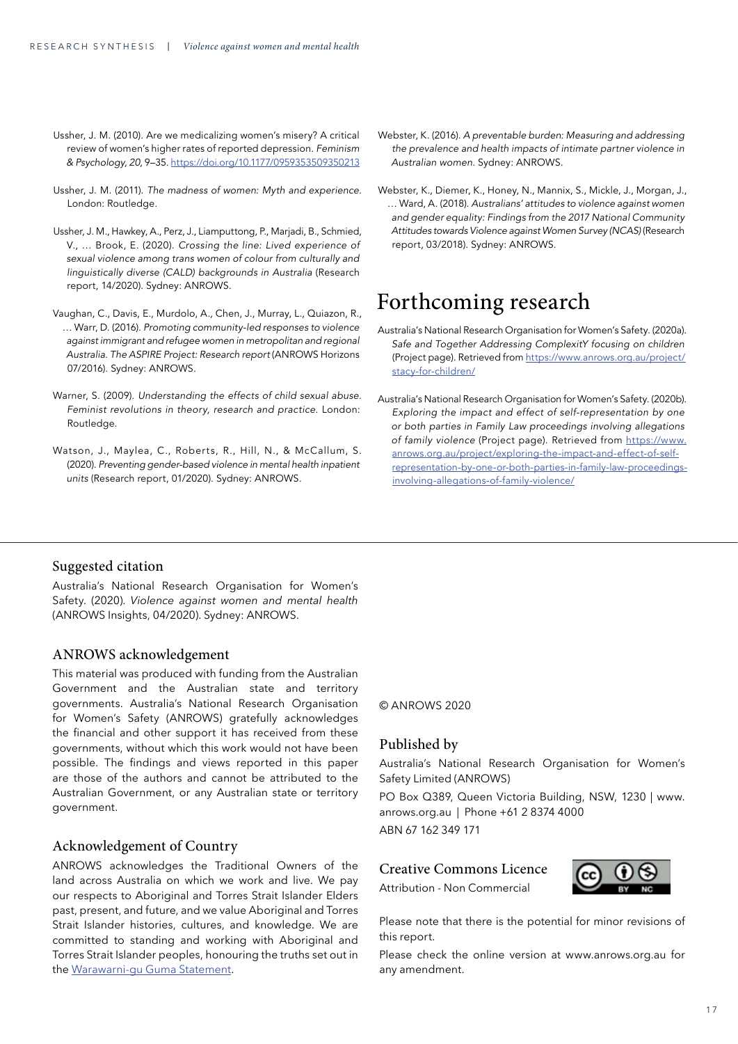Ussher, J. M. (2010). Are we medicalizing women's misery? A critical review of women's higher rates of reported depression. *Feminism & Psychology, 20*, 9–35. https://doi.org/10.1177/0959353509350213

Ussher, J. M. (2011). *The madness of women: Myth and experience*. London: Routledge.

Ussher, J. M., Hawkey, A., Perz, J., Liamputtong, P., Marjadi, B., Schmied, V., … Brook, E. (2020). *Crossing the line: Lived experience of sexual violence among trans women of colour from culturally and linguistically diverse (CALD) backgrounds in Australia* (Research report, 14/2020). Sydney: ANROWS.

Vaughan, C., Davis, E., Murdolo, A., Chen, J., Murray, L., Quiazon, R., … Warr, D. (2016). *Promoting community-led responses to violence against immigrant and refugee women in metropolitan and regional Australia. The ASPIRE Project: Research report* (ANROWS Horizons 07/2016). Sydney: ANROWS.

Warner, S. (2009). *Understanding the effects of child sexual abuse. Feminist revolutions in theory, research and practice*. London: Routledge.

Watson, J., Maylea, C., Roberts, R., Hill, N., & McCallum, S. (2020). *Preventing gender-based violence in mental health inpatient units* (Research report, 01/2020). Sydney: ANROWS.

Webster, K. (2016). *A preventable burden: Measuring and addressing the prevalence and health impacts of intimate partner violence in Australian women*. Sydney: ANROWS.

Webster, K., Diemer, K., Honey, N., Mannix, S., Mickle, J., Morgan, J., … Ward, A. (2018). *Australians' attitudes to violence against women and gender equality: Findings from the 2017 National Community Attitudes towards Violence against Women Survey (NCAS)* (Research report, 03/2018). Sydney: ANROWS.

# Forthcoming research

Australia's National Research Organisation for Women's Safety. (2020a). *Safe and Together Addressing ComplexitY focusing on children* (Project page). Retrieved from https://www.anrows.org.au/project/stacy-for-children/

Australia's National Research Organisation for Women's Safety. (2020b). *Exploring the impact and effect of self-representation by one or both parties in Family Law proceedings involving allegations of family violence* (Project page). Retrieved from https://www.anrows.org.au/project/exploring-the-impact-and-effect-of-self-representation-by-one-or-both-parties-in-family-law-proceedings-involving-allegations-of-family-violence/

## Suggested citation

Australia's National Research Organisation for Women's Safety. (2020). *Violence against women and mental health* (ANROWS Insights, 04/2020). Sydney: ANROWS.

## ANROWS acknowledgement

This material was produced with funding from the Australian Government and the Australian state and territory governments. Australia's National Research Organisation for Women's Safety (ANROWS) gratefully acknowledges the financial and other support it has received from these governments, without which this work would not have been possible. The findings and views reported in this paper are those of the authors and cannot be attributed to the Australian Government, or any Australian state or territory government.

## Acknowledgement of Country

ANROWS acknowledges the Traditional Owners of the land across Australia on which we work and live. We pay our respects to Aboriginal and Torres Strait Islander Elders past, present, and future, and we value Aboriginal and Torres Strait Islander histories, cultures, and knowledge. We are committed to standing and working with Aboriginal and Torres Strait Islander peoples, honouring the truths set out in the Warawarni-gu Guma Statement.

© ANROWS 2020

## Published by

Australia's National Research Organisation for Women's Safety Limited (ANROWS)

PO Box Q389, Queen Victoria Building, NSW, 1230 | www.anrows.org.au | Phone +61 2 8374 4000

ABN 67 162 349 171

## Creative Commons Licence

Attribution - Non Commercial

Please note that there is the potential for minor revisions of this report.

Please check the online version at www.anrows.org.au for any amendment.